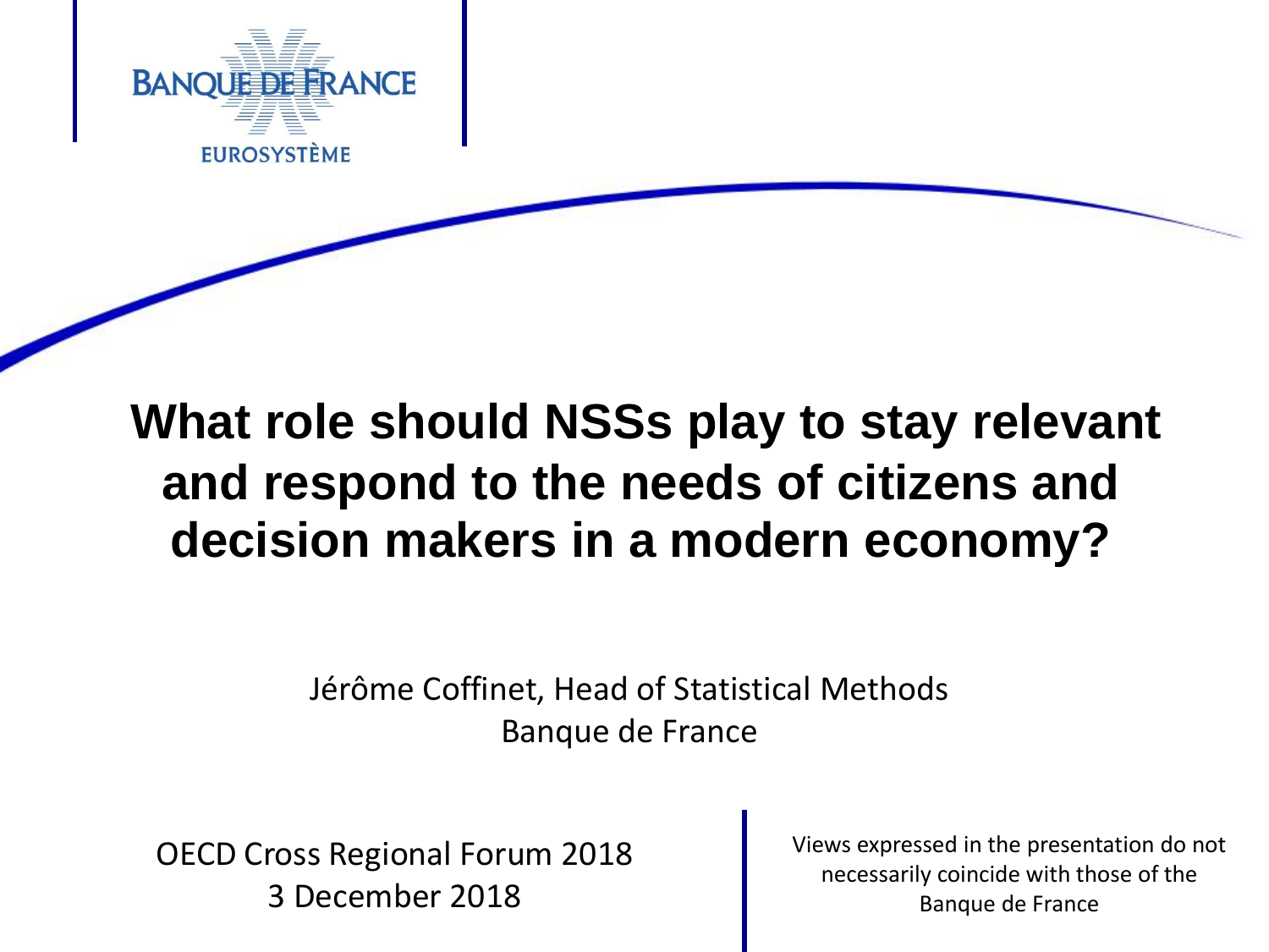BANQUE DE FRANCE

EUROSYSTÈME

# What role should NSSs play to stay relevant and respond to the needs of citizens and decision makers in a modern economy?

Jérôme Coffinet, Head of Statistical Methods
Banque de France

OECD Cross Regional Forum 2018
3 December 2018

Views expressed in the presentation do not necessarily coincide with those of the Banque de France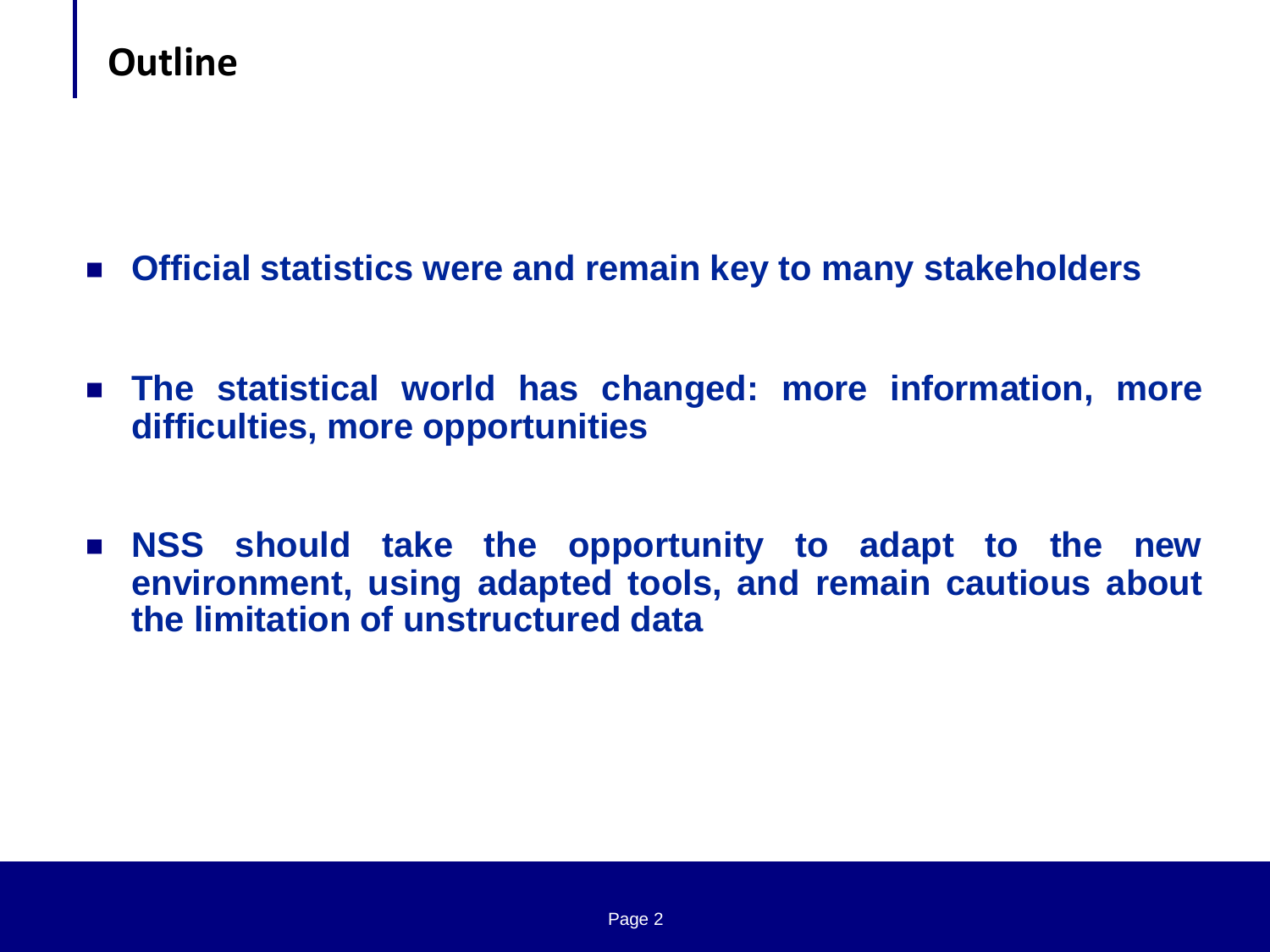# Outline

- **Official statistics were and remain key to many stakeholders**
- **The statistical world has changed: more information, more difficulties, more opportunities**
- **NSS should take the opportunity to adapt to the new environment, using adapted tools, and remain cautious about the limitation of unstructured data**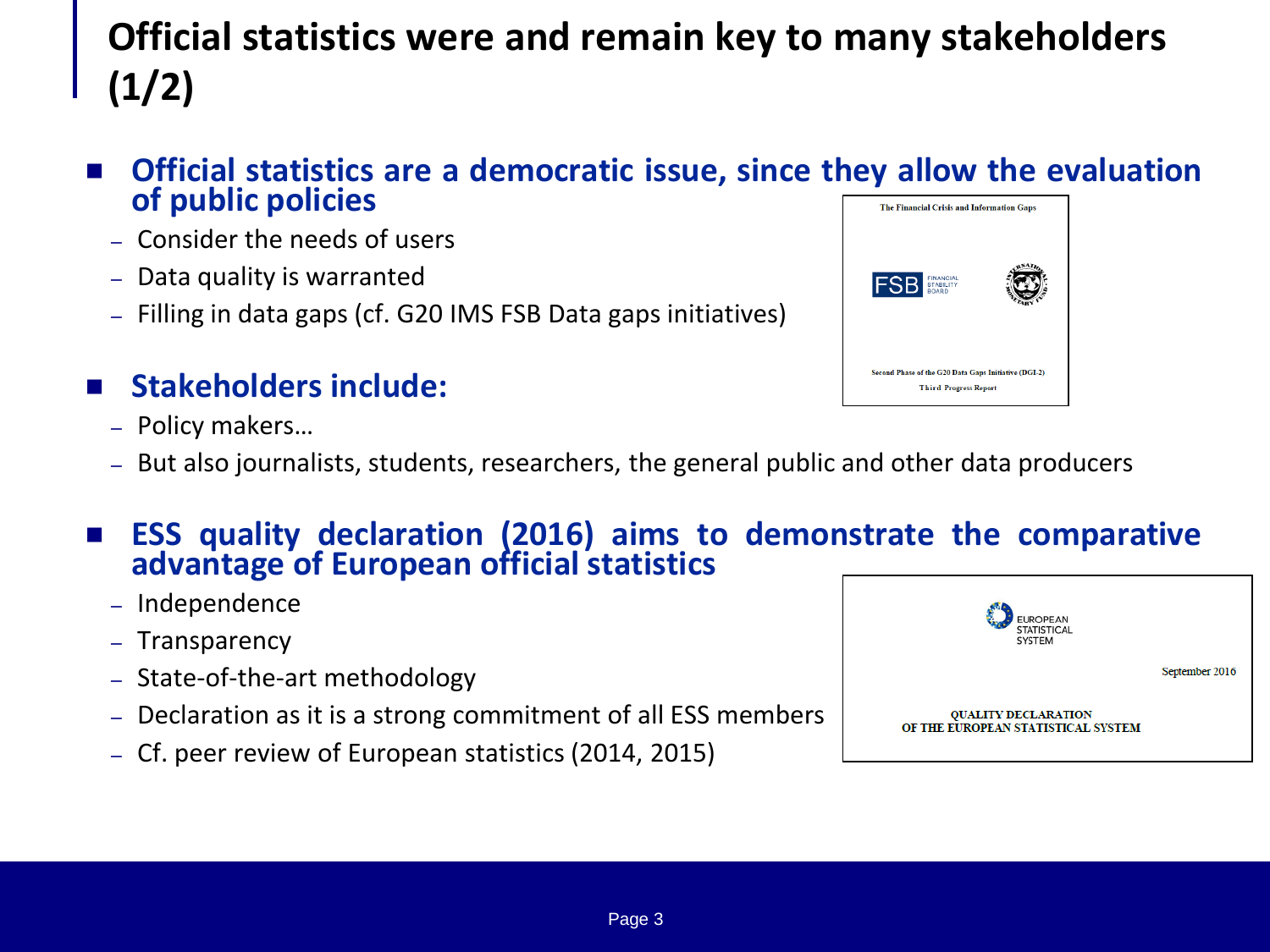# Official statistics were and remain key to many stakeholders (1/2)

- **Official statistics are a democratic issue, since they allow the evaluation of public policies**
  - Consider the needs of users
  - Data quality is warranted
  - Filling in data gaps (cf. G20 IMS FSB Data gaps initiatives)

The Financial Crisis and Information Gaps

FSB FINANCIAL STABILITY BOARD

Second Phase of the G20 Data Gaps Initiative (DGI-2)

Third Progress Report

- **Stakeholders include:**
  - Policy makers…
  - But also journalists, students, researchers, the general public and other data producers

- **ESS quality declaration (2016) aims to demonstrate the comparative advantage of European official statistics**
  - Independence
  - Transparency
  - State-of-the-art methodology
  - Declaration as it is a strong commitment of all ESS members
  - Cf. peer review of European statistics (2014, 2015)

EUROPEAN STATISTICAL SYSTEM

September 2016

QUALITY DECLARATION OF THE EUROPEAN STATISTICAL SYSTEM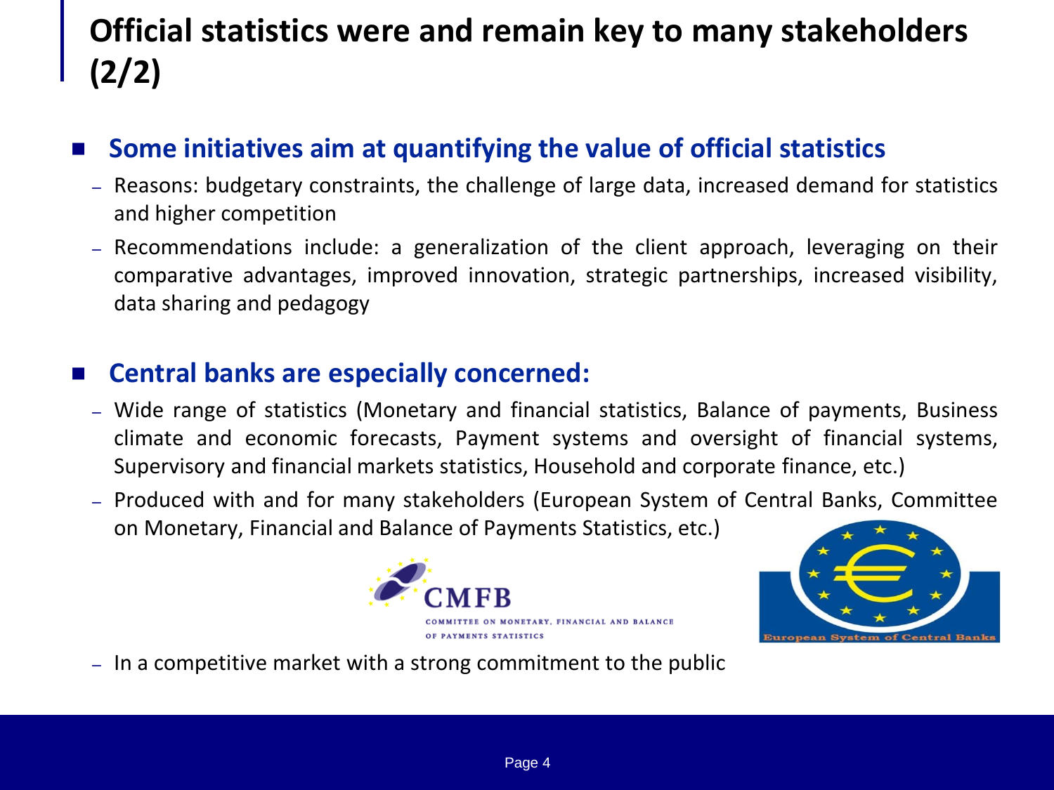# Official statistics were and remain key to many stakeholders (2/2)

- **Some initiatives aim at quantifying the value of official statistics**
  - Reasons: budgetary constraints, the challenge of large data, increased demand for statistics and higher competition
  - Recommendations include: a generalization of the client approach, leveraging on their comparative advantages, improved innovation, strategic partnerships, increased visibility, data sharing and pedagogy

- **Central banks are especially concerned:**
  - Wide range of statistics (Monetary and financial statistics, Balance of payments, Business climate and economic forecasts, Payment systems and oversight of financial systems, Supervisory and financial markets statistics, Household and corporate finance, etc.)
  - Produced with and for many stakeholders (European System of Central Banks, Committee on Monetary, Financial and Balance of Payments Statistics, etc.)
  - In a competitive market with a strong commitment to the public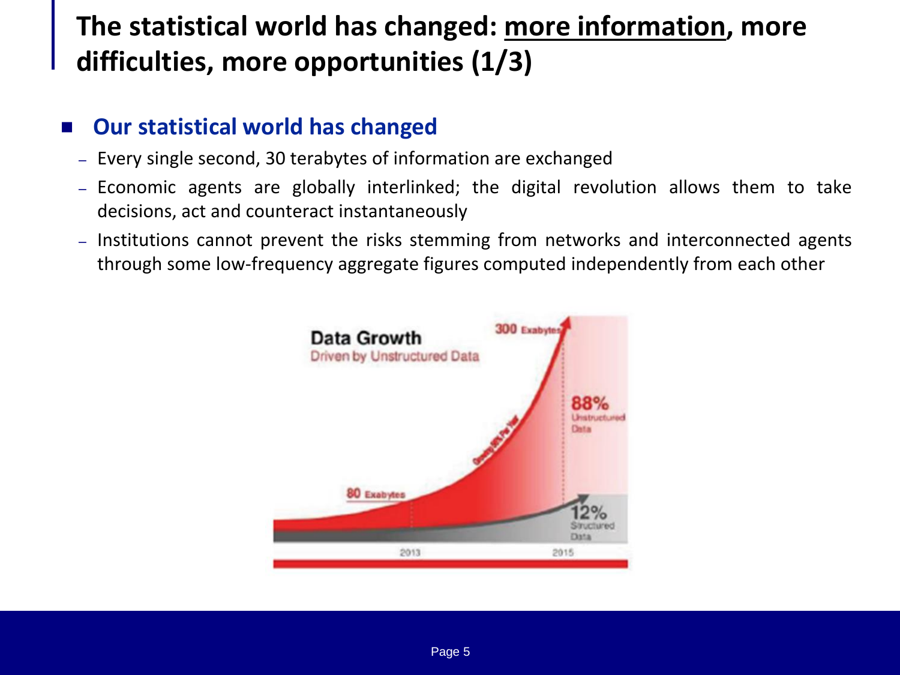# The statistical world has changed: more information, more difficulties, more opportunities (1/3)

## Our statistical world has changed

- Every single second, 30 terabytes of information are exchanged
- Economic agents are globally interlinked; the digital revolution allows them to take decisions, act and counteract instantaneously
- Institutions cannot prevent the risks stemming from networks and interconnected agents through some low-frequency aggregate figures computed independently from each other

**Data Growth**
Driven by Unstructured Data

300 Exabytes

80 Exabytes

Growing 80% Per Year

88% Unstructured Data

12% Structured Data

2013

2015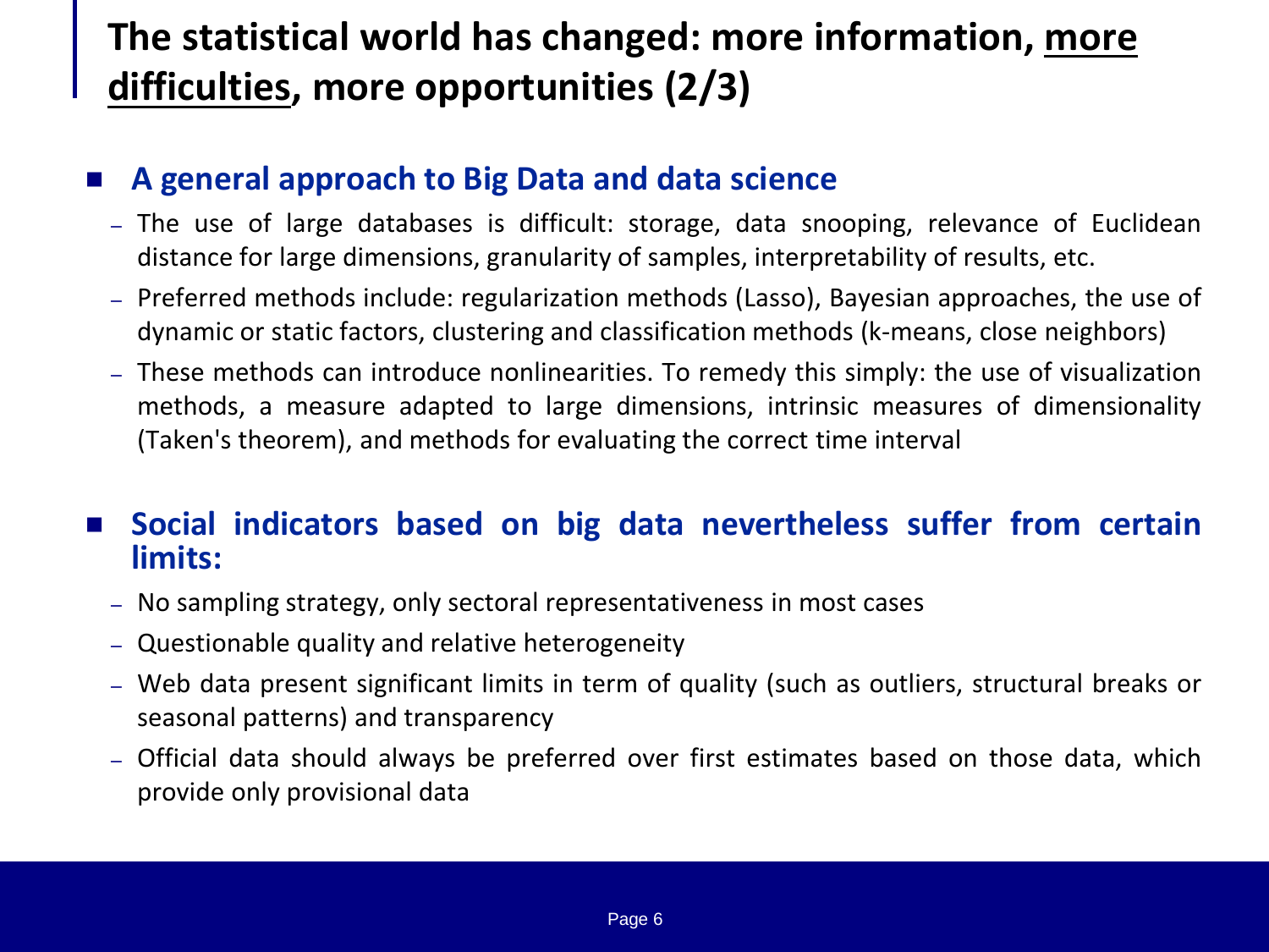# The statistical world has changed: more information, <u>more difficulties</u>, more opportunities (2/3)

- **A general approach to Big Data and data science**
  - The use of large databases is difficult: storage, data snooping, relevance of Euclidean distance for large dimensions, granularity of samples, interpretability of results, etc.
  - Preferred methods include: regularization methods (Lasso), Bayesian approaches, the use of dynamic or static factors, clustering and classification methods (k-means, close neighbors)
  - These methods can introduce nonlinearities. To remedy this simply: the use of visualization methods, a measure adapted to large dimensions, intrinsic measures of dimensionality (Taken's theorem), and methods for evaluating the correct time interval

- **Social indicators based on big data nevertheless suffer from certain limits:**
  - No sampling strategy, only sectoral representativeness in most cases
  - Questionable quality and relative heterogeneity
  - Web data present significant limits in term of quality (such as outliers, structural breaks or seasonal patterns) and transparency
  - Official data should always be preferred over first estimates based on those data, which provide only provisional data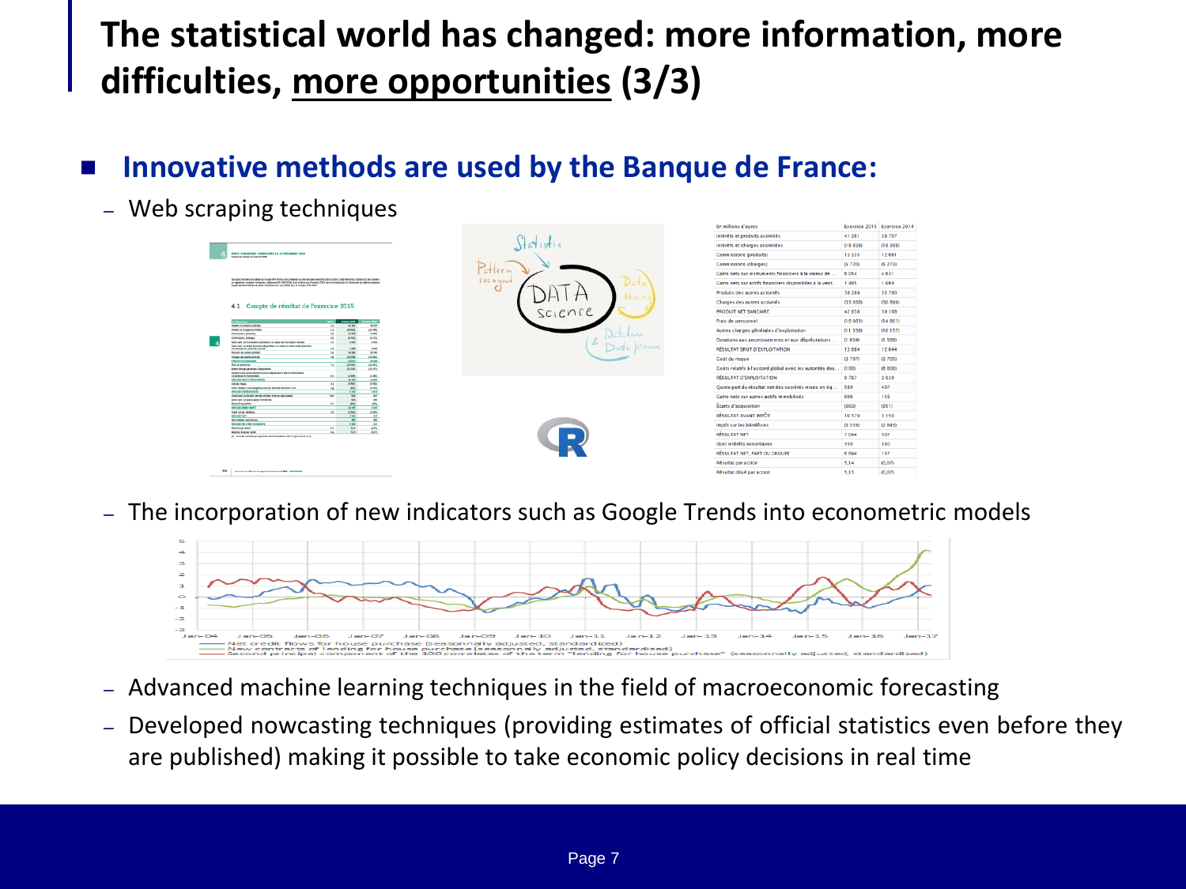# The statistical world has changed: more information, more difficulties, <u>more opportunities</u> (3/3)

## Innovative methods are used by the Banque de France:

- Web scraping techniques

| En millions d'euros | Exercice 2015 | Exercice 2014 |
|---|---|---|
| Intérêts et produits assimilés | 41 381 | 38 707 |
| Intérêts et charges assimilées | (18 828) | (18 388) |
| Commissions (produits) | 13 335 | 12 661 |
| Commissions (charges) | (5 720) | (5 273) |
| Gains nets sur instruments financiers à la valeur de ... | 6 054 | 4 631 |
| Gains nets sur actifs financiers disponibles à la vent... | 1 485 | 1 969 |
| Produits des autres activités | 38 289 | 35 760 |
| Charges des autres activités | (33 958) | (30 899) |
| PRODUIT NET BANCAIRE | 42 938 | 39 168 |
| Frais de personnel | (16 063) | (14 801) |
| Autres charges générales d'exploitation | (11 539) | (10 157) |
| Dotations aux amortissements et aux dépréciations ... | (1 654) | (1 566) |
| RÉSULTAT BRUT D'EXPLOITATION | 13 684 | 12 644 |
| Coût du risque | (3 797) | (3 705) |
| Coûts relatifs à l'accord global avec les autorités des... | (100) | (6 000) |
| RÉSULTAT D'EXPLOITATION | 9 787 | 2 939 |
| Quote part du résultat net des sociétés mises en éq... | 589 | 407 |
| Gains nets sur autres actifs immobilisés | 996 | 155 |
| Écarts d'acquisition | (993) | (351) |
| RÉSULTAT AVANT IMPÔT | 10 379 | 3 150 |
| Impôt sur les bénéfices | (3 335) | (2 643) |
| RÉSULTAT NET | 7 044 | 507 |
| dont intérêts minoritaires | 350 | 350 |
| RÉSULTAT NET, PART DU GROUPE | 6 694 | 157 |
| Résultat par action | 5,14 | (0,07) |
| Résultat dilué par action | 5,13 | (0,07) |

- The incorporation of new indicators such as Google Trends into econometric models

Net credit flows for house purchase (seasonally adjusted, standardized)
New contracts of lending for house purchase (seasonally adjusted, standardized)
Second principal component of the 100 correlates of the term "lending for house purchase" (seasonally adjusted, standardized)

- Advanced machine learning techniques in the field of macroeconomic forecasting
- Developed nowcasting techniques (providing estimates of official statistics even before they are published) making it possible to take economic policy decisions in real time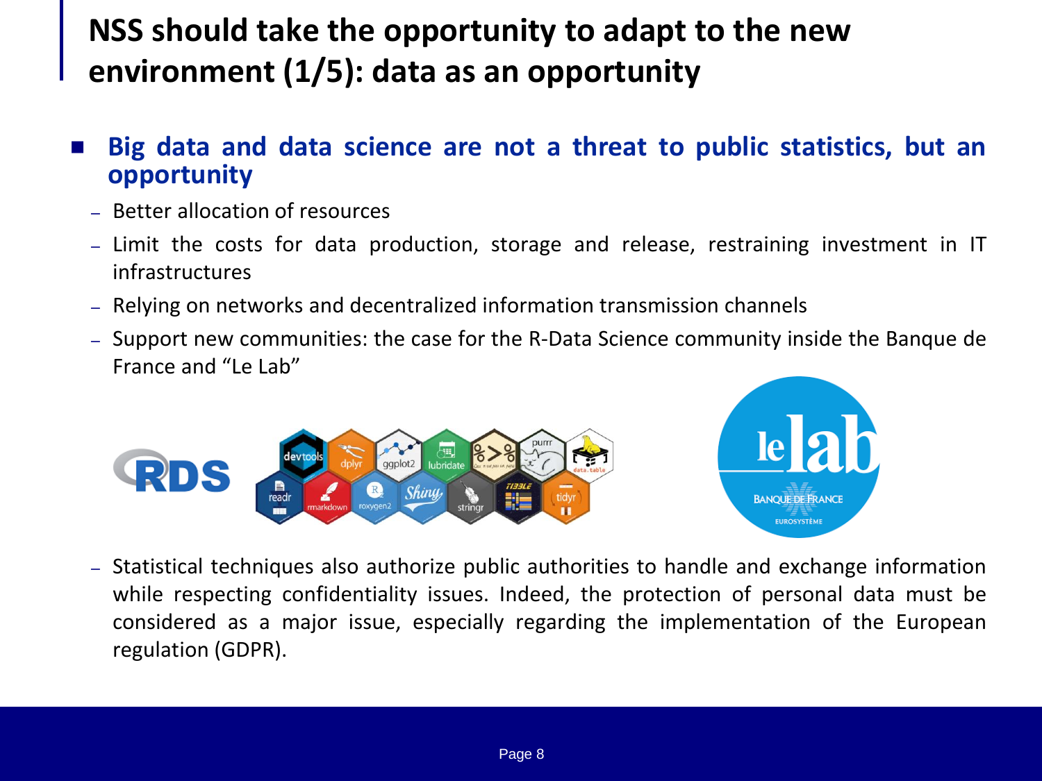# NSS should take the opportunity to adapt to the new environment (1/5): data as an opportunity

- **Big data and data science are not a threat to public statistics, but an opportunity**
  - Better allocation of resources
  - Limit the costs for data production, storage and release, restraining investment in IT infrastructures
  - Relying on networks and decentralized information transmission channels
  - Support new communities: the case for the R-Data Science community inside the Banque de France and "Le Lab"
  - Statistical techniques also authorize public authorities to handle and exchange information while respecting confidentiality issues. Indeed, the protection of personal data must be considered as a major issue, especially regarding the implementation of the European regulation (GDPR).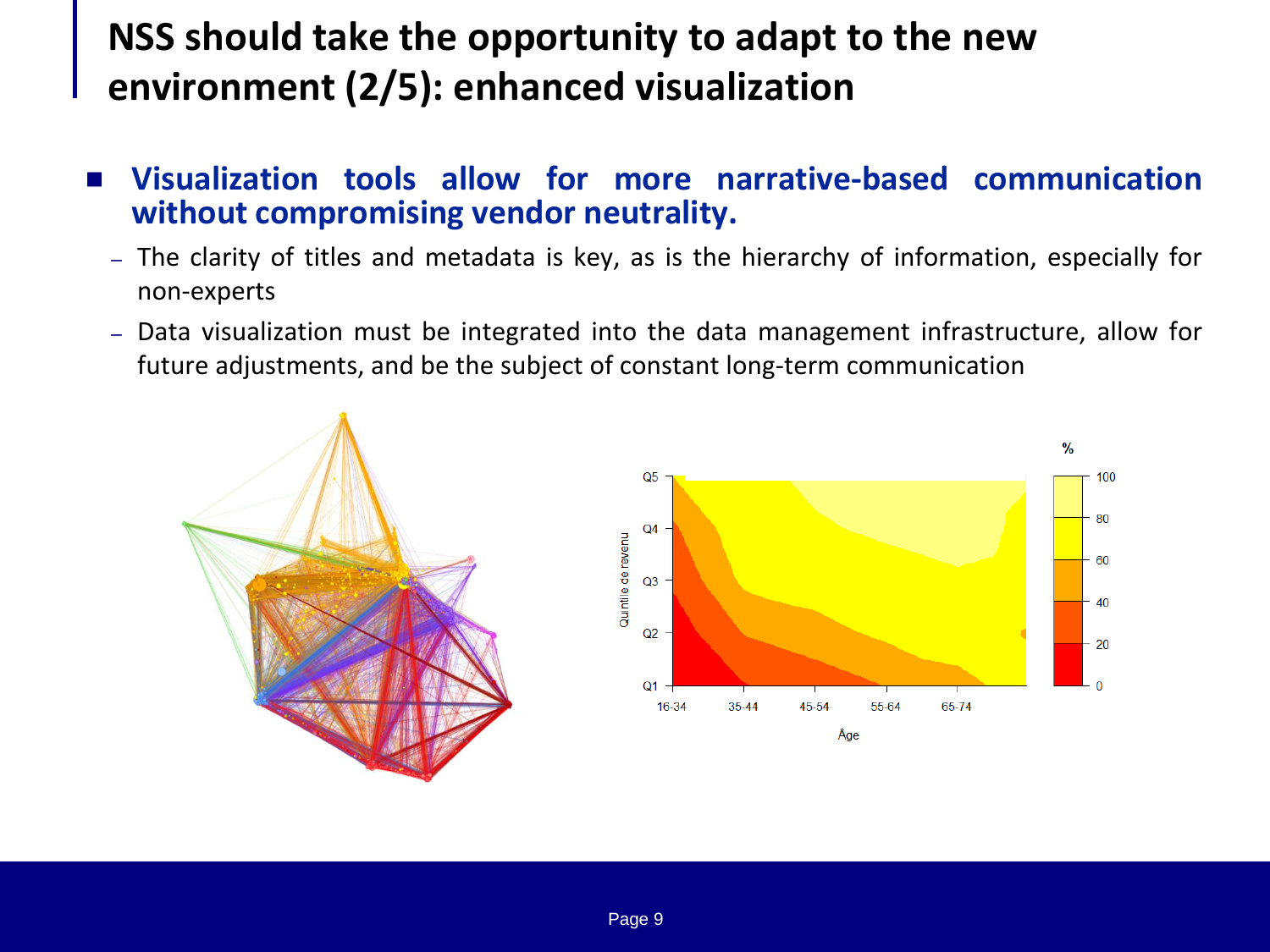# NSS should take the opportunity to adapt to the new environment (2/5): enhanced visualization

- **Visualization tools allow for more narrative-based communication without compromising vendor neutrality.**
  - The clarity of titles and metadata is key, as is the hierarchy of information, especially for non-experts
  - Data visualization must be integrated into the data management infrastructure, allow for future adjustments, and be the subject of constant long-term communication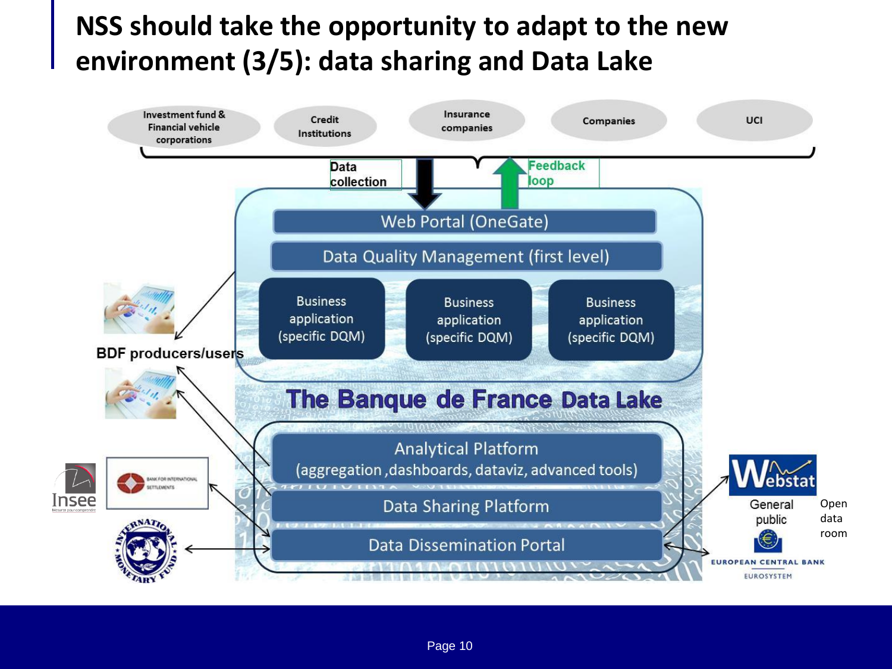# NSS should take the opportunity to adapt to the new environment (3/5): data sharing and Data Lake

Investment fund & Financial vehicle corporations

Credit Institutions

Insurance companies

Companies

UCI

Data collection

Feedback loop

Web Portal (OneGate)

Data Quality Management (first level)

Business application (specific DQM)

Business application (specific DQM)

Business application (specific DQM)

BDF producers/users

The Banque de France Data Lake

Analytical Platform (aggregation ,dashboards, dataviz, advanced tools)

Data Sharing Platform

Data Dissemination Portal

Insee

Bank for International Settlements

International Monetary Fund

Webstat

General public

Open data room

European Central Bank Eurosystem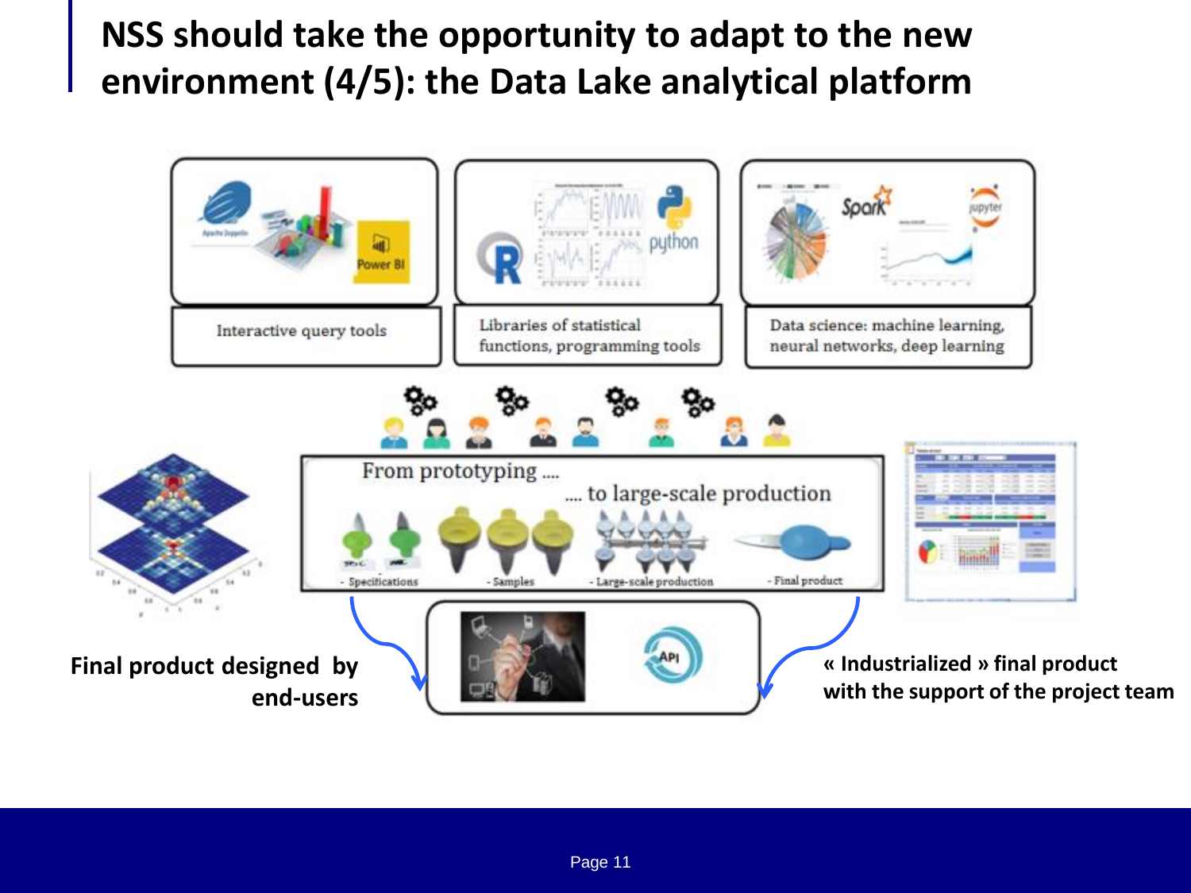# NSS should take the opportunity to adapt to the new environment (4/5): the Data Lake analytical platform

Interactive query tools

Libraries of statistical functions, programming tools

Data science: machine learning, neural networks, deep learning

From prototyping ....

.... to large-scale production

- Specifications
- Samples
- Large-scale production
- Final product

**Final product designed by end-users**

**« Industrialized » final product with the support of the project team**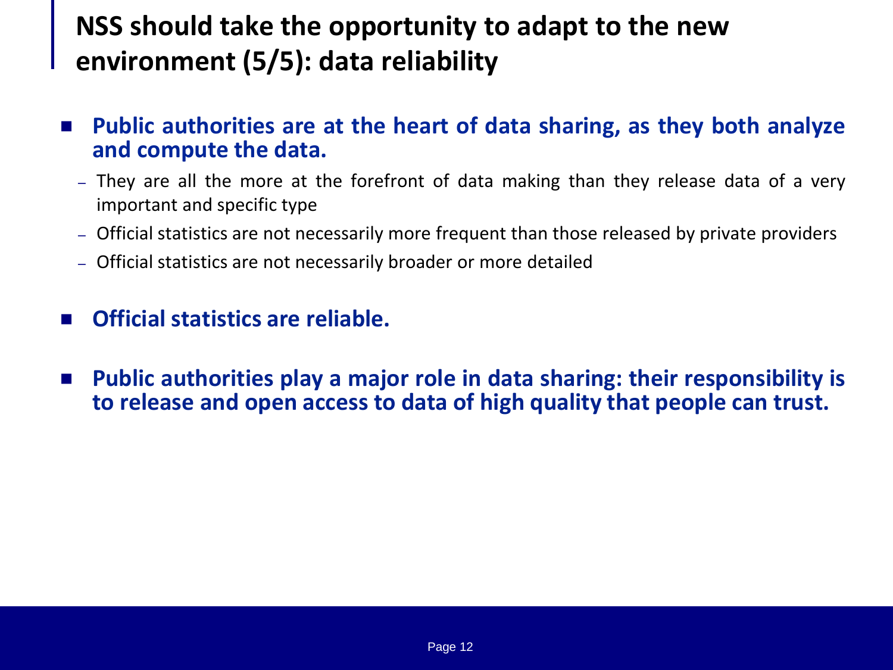# NSS should take the opportunity to adapt to the new environment (5/5): data reliability

- **Public authorities are at the heart of data sharing, as they both analyze and compute the data.**
  - They are all the more at the forefront of data making than they release data of a very important and specific type
  - Official statistics are not necessarily more frequent than those released by private providers
  - Official statistics are not necessarily broader or more detailed

- **Official statistics are reliable.**

- **Public authorities play a major role in data sharing: their responsibility is to release and open access to data of high quality that people can trust.**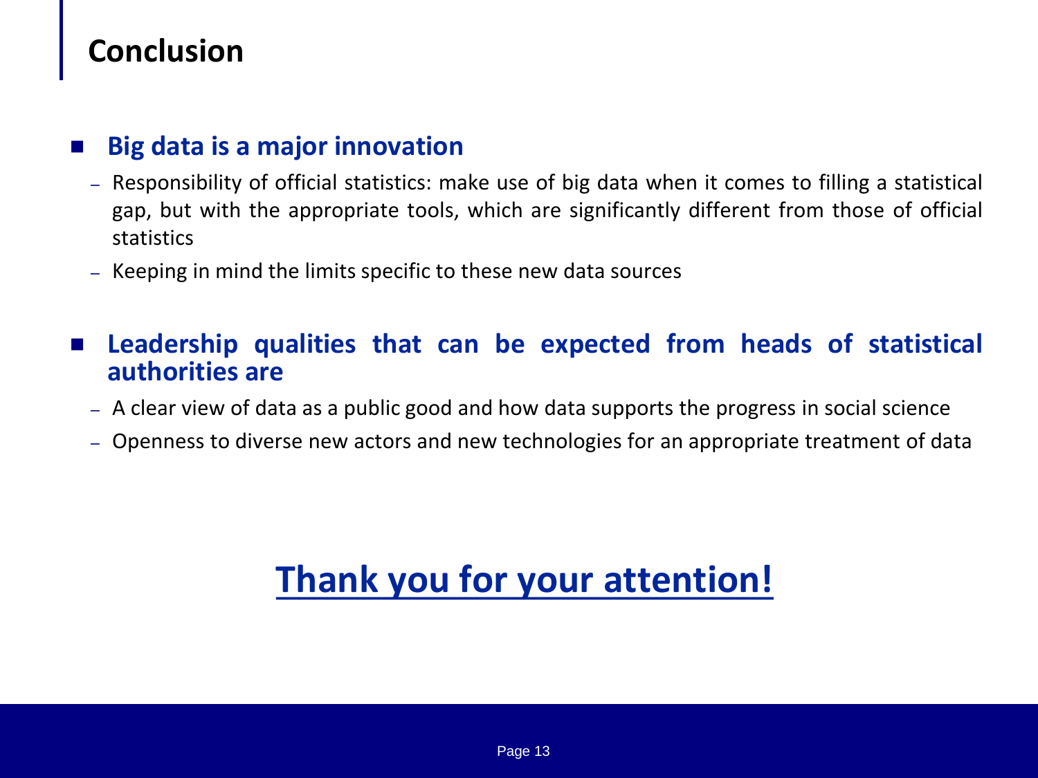# Conclusion

- **Big data is a major innovation**
  - Responsibility of official statistics: make use of big data when it comes to filling a statistical gap, but with the appropriate tools, which are significantly different from those of official statistics
  - Keeping in mind the limits specific to these new data sources

- **Leadership qualities that can be expected from heads of statistical authorities are**
  - A clear view of data as a public good and how data supports the progress in social science
  - Openness to diverse new actors and new technologies for an appropriate treatment of data

**Thank you for your attention!**